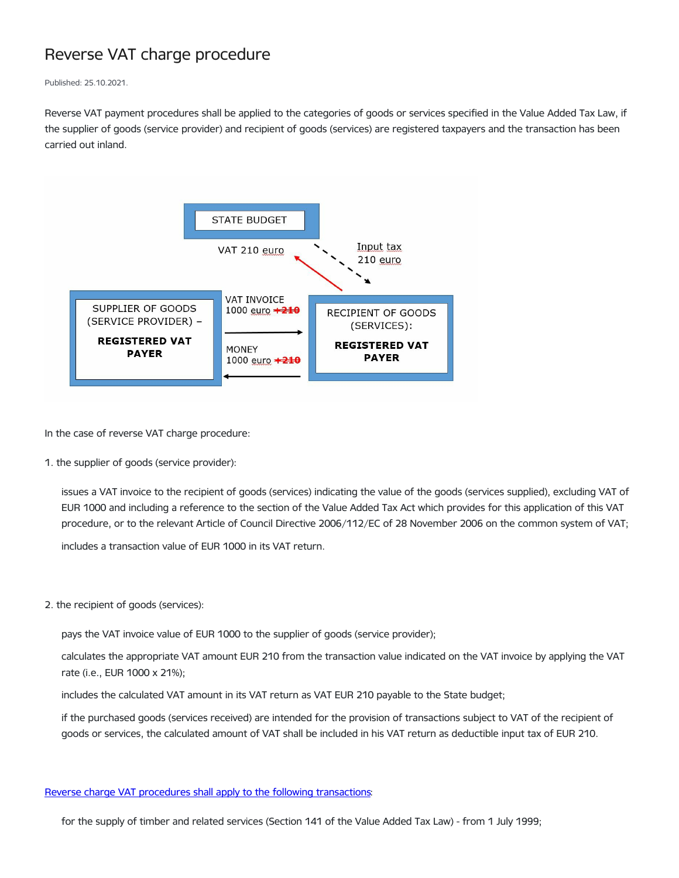# Reverse VAT charge procedure

Published: 25.10.2021.

Reverse VAT payment procedures shall be applied to the categories of goods or services specified in the Value Added Tax Law, if the supplier of goods (service provider) and recipient of goods (services) are registered taxpayers and the transaction has been carried out inland.

STATE BUDGET

VAT 210 euro

Input tax 210 euro

SUPPLIER OF GOODS (SERVICE PROVIDER) – **REGISTERED VAT PAYER**

VAT INVOICE 1000 euro ~~+210~~

MONEY 1000 euro ~~+210~~

RECIPIENT OF GOODS (SERVICES): **REGISTERED VAT PAYER**

In the case of reverse VAT charge procedure:

1. the supplier of goods (service provider):

   issues a VAT invoice to the recipient of goods (services) indicating the value of the goods (services supplied), excluding VAT of EUR 1000 and including a reference to the section of the Value Added Tax Act which provides for this application of this VAT procedure, or to the relevant Article of Council Directive 2006/112/EC of 28 November 2006 on the common system of VAT;

   includes a transaction value of EUR 1000 in its VAT return.

2. the recipient of goods (services):

   pays the VAT invoice value of EUR 1000 to the supplier of goods (service provider);

   calculates the appropriate VAT amount EUR 210 from the transaction value indicated on the VAT invoice by applying the VAT rate (i.e., EUR 1000 x 21%);

   includes the calculated VAT amount in its VAT return as VAT EUR 210 payable to the State budget;

   if the purchased goods (services received) are intended for the provision of transactions subject to VAT of the recipient of goods or services, the calculated amount of VAT shall be included in his VAT return as deductible input tax of EUR 210.

Reverse charge VAT procedures shall apply to the following transactions:

for the supply of timber and related services (Section 141 of the Value Added Tax Law) - from 1 July 1999;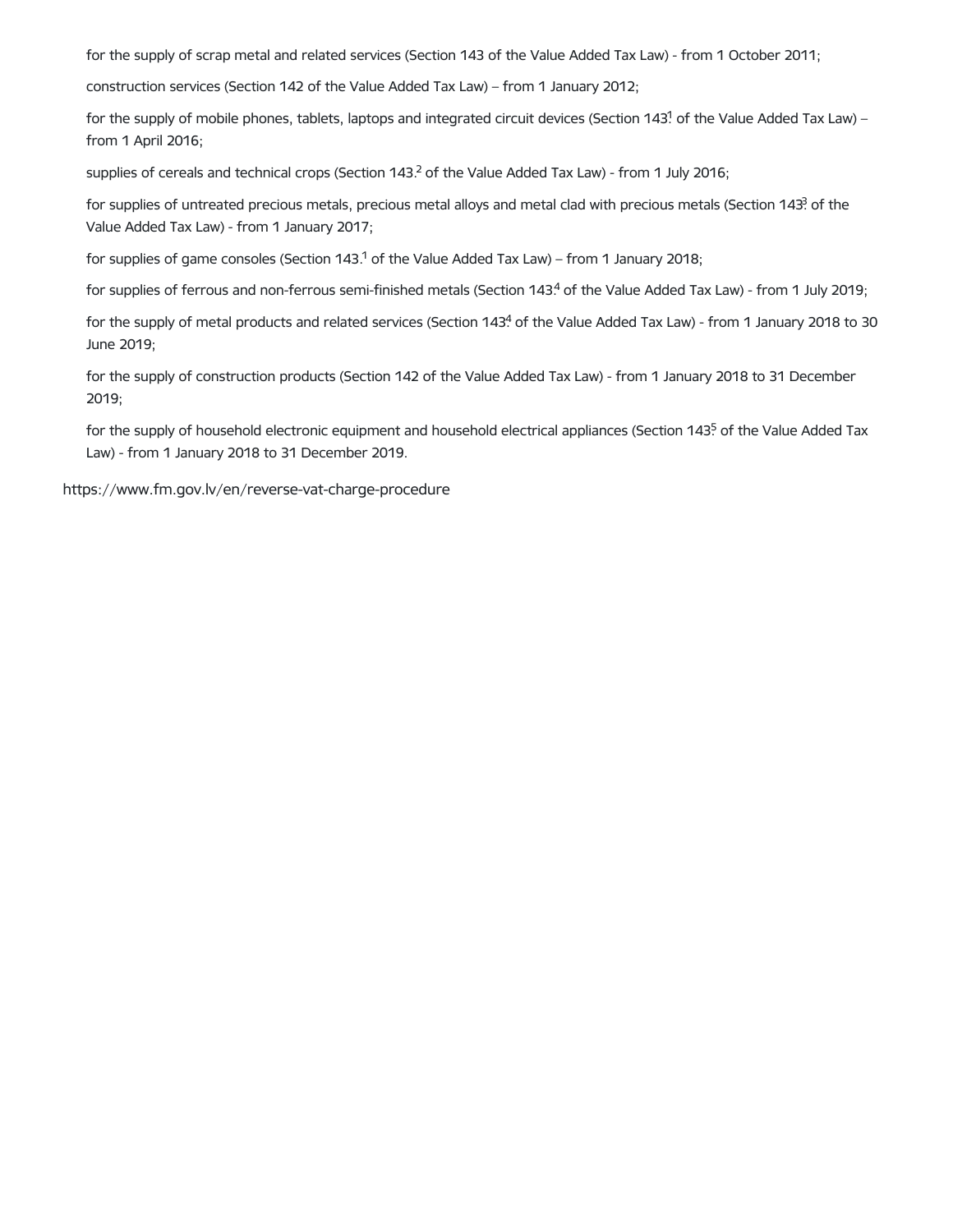for the supply of scrap metal and related services (Section 143 of the Value Added Tax Law) - from 1 October 2011;

construction services (Section 142 of the Value Added Tax Law) – from 1 January 2012;

for the supply of mobile phones, tablets, laptops and integrated circuit devices (Section 143[1] of the Value Added Tax Law) – from 1 April 2016;

supplies of cereals and technical crops (Section 143.[2] of the Value Added Tax Law) - from 1 July 2016;

for supplies of untreated precious metals, precious metal alloys and metal clad with precious metals (Section 143[3] of the Value Added Tax Law) - from 1 January 2017;

for supplies of game consoles (Section 143.[1] of the Value Added Tax Law) – from 1 January 2018;

for supplies of ferrous and non-ferrous semi-finished metals (Section 143[4] of the Value Added Tax Law) - from 1 July 2019;

for the supply of metal products and related services (Section 143[4] of the Value Added Tax Law) - from 1 January 2018 to 30 June 2019;

for the supply of construction products (Section 142 of the Value Added Tax Law) - from 1 January 2018 to 31 December 2019;

for the supply of household electronic equipment and household electrical appliances (Section 143[5] of the Value Added Tax Law) - from 1 January 2018 to 31 December 2019.

https://www.fm.gov.lv/en/reverse-vat-charge-procedure